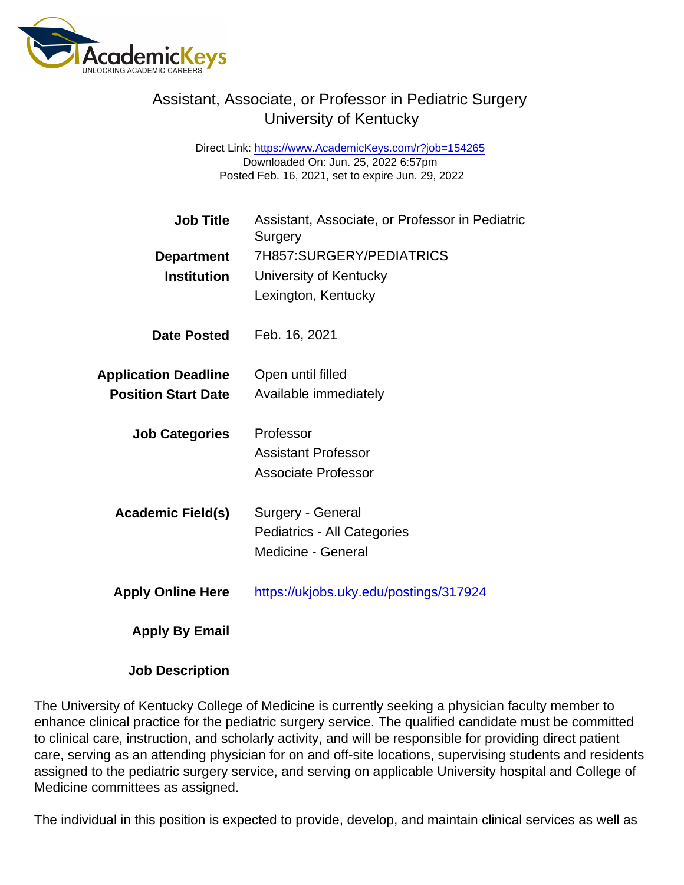# Assistant, Associate, or Professor in Pediatric Surgery
## University of Kentucky

Direct Link: https://www.AcademicKeys.com/r?job=154265
Downloaded On: Jun. 25, 2022 6:57pm
Posted Feb. 16, 2021, set to expire Jun. 29, 2022

| | |
|---|---|
| **Job Title** | Assistant, Associate, or Professor in Pediatric Surgery |
| **Department** | 7H857:SURGERY/PEDIATRICS |
| **Institution** | University of Kentucky<br>Lexington, Kentucky |
| **Date Posted** | Feb. 16, 2021 |
| **Application Deadline** | Open until filled |
| **Position Start Date** | Available immediately |
| **Job Categories** | Professor<br>Assistant Professor<br>Associate Professor |
| **Academic Field(s)** | Surgery - General<br>Pediatrics - All Categories<br>Medicine - General |
| **Apply Online Here** | https://ukjobs.uky.edu/postings/317924 |
| **Apply By Email** | |

**Job Description**

The University of Kentucky College of Medicine is currently seeking a physician faculty member to enhance clinical practice for the pediatric surgery service. The qualified candidate must be committed to clinical care, instruction, and scholarly activity, and will be responsible for providing direct patient care, serving as an attending physician for on and off-site locations, supervising students and residents assigned to the pediatric surgery service, and serving on applicable University hospital and College of Medicine committees as assigned.

The individual in this position is expected to provide, develop, and maintain clinical services as well as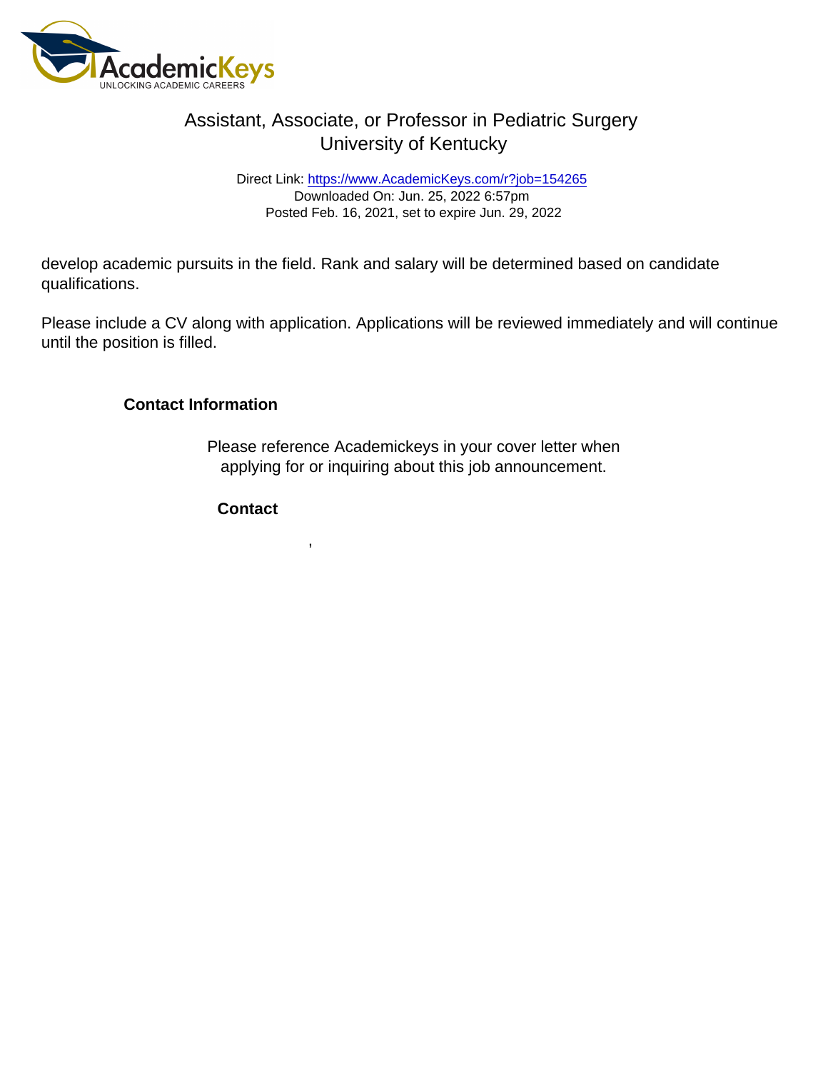develop academic pursuits in the field. Rank and salary will be determined based on candidate qualifications.

Please include a CV along with application. Applications will be reviewed immediately and will continue until the position is filled.

### Contact Information

Please reference Academickeys in your cover letter when applying for or inquiring about this job announcement.

**Contact**

,